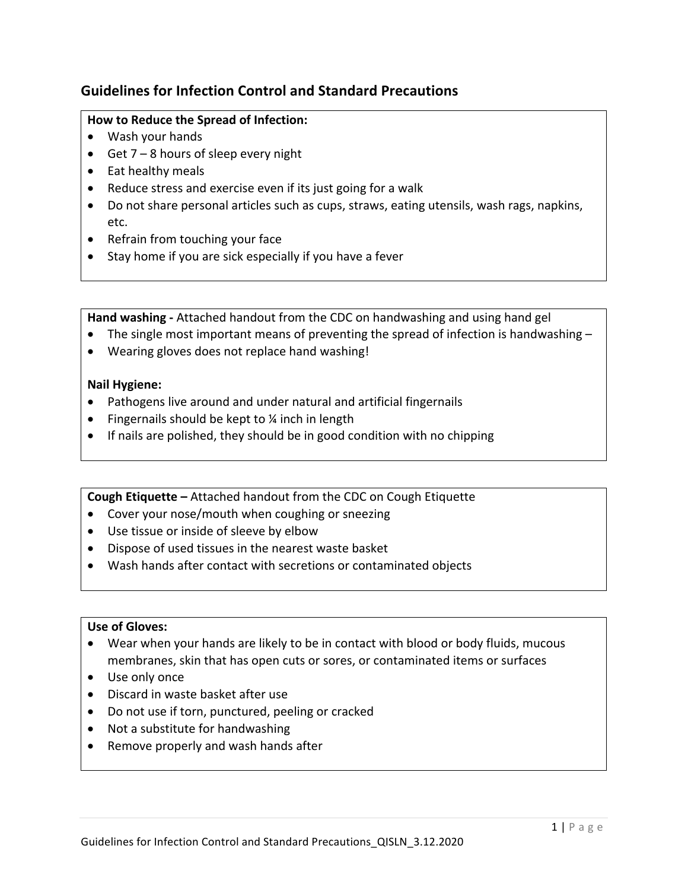## Guidelines for Infection Control and Standard Precautions

**How to Reduce the Spread of Infection:**

- Wash your hands
- Get 7 – 8 hours of sleep every night
- Eat healthy meals
- Reduce stress and exercise even if its just going for a walk
- Do not share personal articles such as cups, straws, eating utensils, wash rags, napkins, etc.
- Refrain from touching your face
- Stay home if you are sick especially if you have a fever

**Hand washing -** Attached handout from the CDC on handwashing and using hand gel

- The single most important means of preventing the spread of infection is handwashing –
- Wearing gloves does not replace hand washing!

**Nail Hygiene:**

- Pathogens live around and under natural and artificial fingernails
- Fingernails should be kept to ¼ inch in length
- If nails are polished, they should be in good condition with no chipping

**Cough Etiquette –** Attached handout from the CDC on Cough Etiquette

- Cover your nose/mouth when coughing or sneezing
- Use tissue or inside of sleeve by elbow
- Dispose of used tissues in the nearest waste basket
- Wash hands after contact with secretions or contaminated objects

**Use of Gloves:**

- Wear when your hands are likely to be in contact with blood or body fluids, mucous membranes, skin that has open cuts or sores, or contaminated items or surfaces
- Use only once
- Discard in waste basket after use
- Do not use if torn, punctured, peeling or cracked
- Not a substitute for handwashing
- Remove properly and wash hands after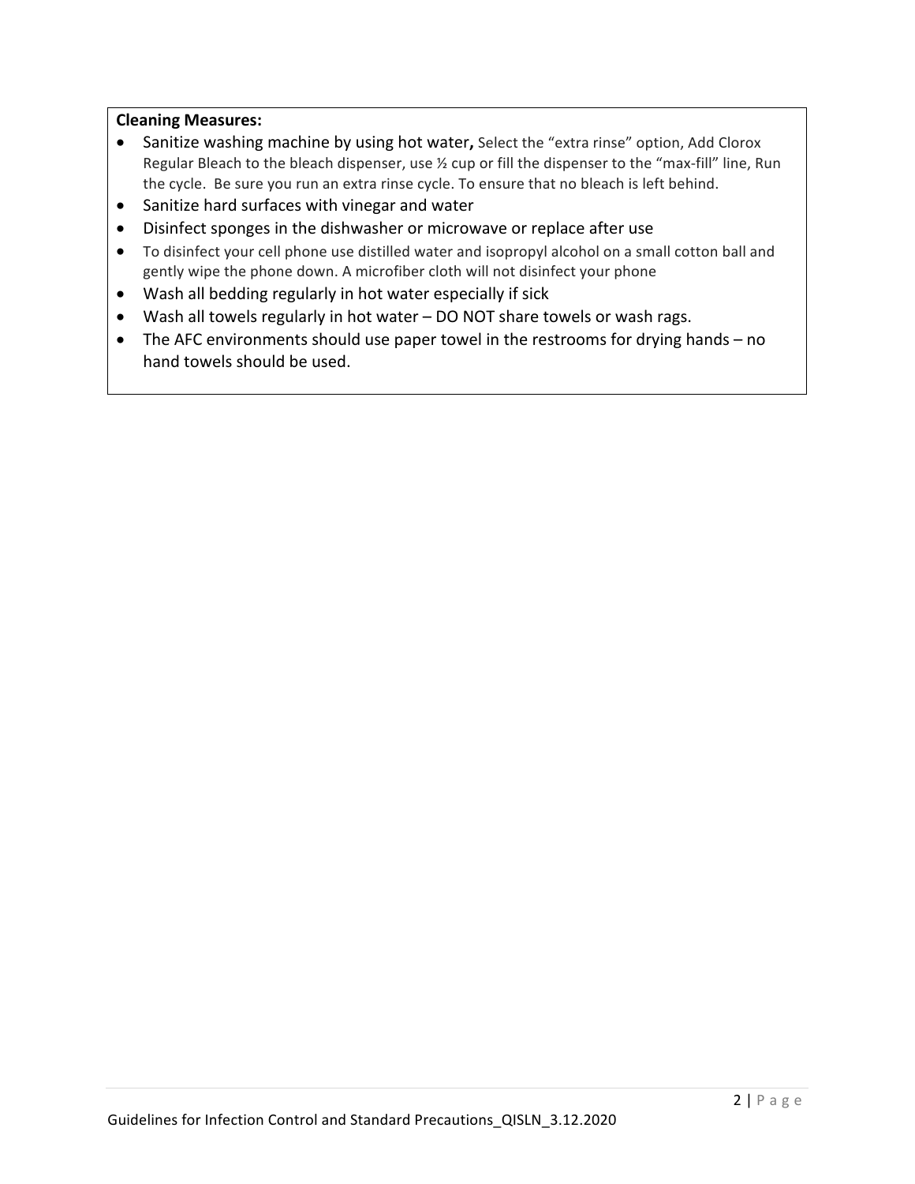**Cleaning Measures:**

- Sanitize washing machine by using hot water**,** Select the “extra rinse” option, Add Clorox Regular Bleach to the bleach dispenser, use ½ cup or fill the dispenser to the “max-fill” line, Run the cycle. Be sure you run an extra rinse cycle. To ensure that no bleach is left behind.
- Sanitize hard surfaces with vinegar and water
- Disinfect sponges in the dishwasher or microwave or replace after use
- To disinfect your cell phone use distilled water and isopropyl alcohol on a small cotton ball and gently wipe the phone down. A microfiber cloth will not disinfect your phone
- Wash all bedding regularly in hot water especially if sick
- Wash all towels regularly in hot water – DO NOT share towels or wash rags.
- The AFC environments should use paper towel in the restrooms for drying hands – no hand towels should be used.